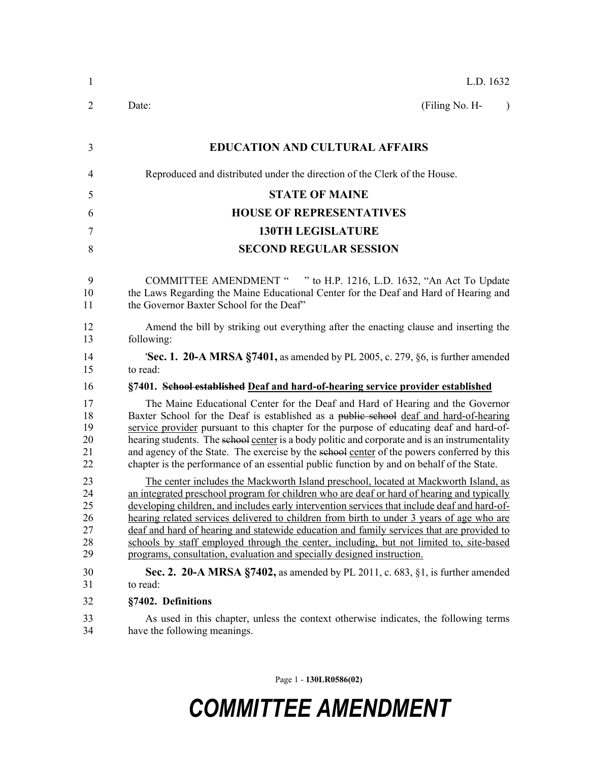L.D. 1632

Date: (Filing No. H- )

**EDUCATION AND CULTURAL AFFAIRS**

Reproduced and distributed under the direction of the Clerk of the House.

**STATE OF MAINE**

**HOUSE OF REPRESENTATIVES**

**130TH LEGISLATURE**

**SECOND REGULAR SESSION**

COMMITTEE AMENDMENT " " to H.P. 1216, L.D. 1632, "An Act To Update the Laws Regarding the Maine Educational Center for the Deaf and Hard of Hearing and the Governor Baxter School for the Deaf"

Amend the bill by striking out everything after the enacting clause and inserting the following:

'**Sec. 1. 20-A MRSA §7401,** as amended by PL 2005, c. 279, §6, is further amended to read:

**§7401. ~~School established~~ Deaf and hard-of-hearing service provider established**

The Maine Educational Center for the Deaf and Hard of Hearing and the Governor Baxter School for the Deaf is established as a ~~public school~~ deaf and hard-of-hearing service provider pursuant to this chapter for the purpose of educating deaf and hard-of-hearing students. The ~~school~~ center is a body politic and corporate and is an instrumentality and agency of the State. The exercise by the ~~school~~ center of the powers conferred by this chapter is the performance of an essential public function by and on behalf of the State.

The center includes the Mackworth Island preschool, located at Mackworth Island, as an integrated preschool program for children who are deaf or hard of hearing and typically developing children, and includes early intervention services that include deaf and hard-of-hearing related services delivered to children from birth to under 3 years of age who are deaf and hard of hearing and statewide education and family services that are provided to schools by staff employed through the center, including, but not limited to, site-based programs, consultation, evaluation and specially designed instruction.

**Sec. 2. 20-A MRSA §7402,** as amended by PL 2011, c. 683, §1, is further amended to read:

**§7402. Definitions**

As used in this chapter, unless the context otherwise indicates, the following terms have the following meanings.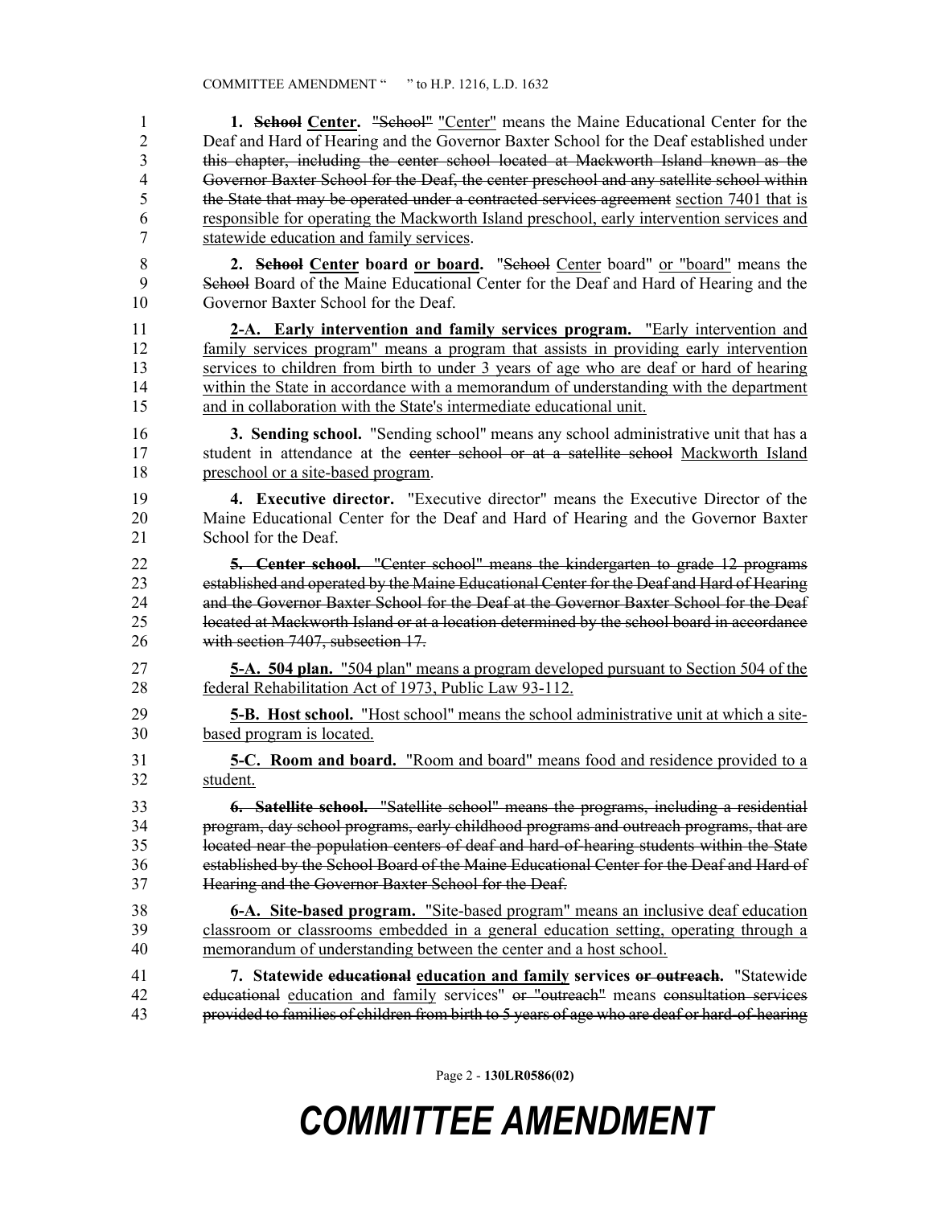**1. ~~School~~ Center.** ~~"School"~~ "Center" means the Maine Educational Center for the Deaf and Hard of Hearing and the Governor Baxter School for the Deaf established under ~~this chapter, including the center school located at Mackworth Island known as the Governor Baxter School for the Deaf, the center preschool and any satellite school within the State that may be operated under a contracted services agreement~~ section 7401 that is responsible for operating the Mackworth Island preschool, early intervention services and statewide education and family services.

**2. ~~School~~ Center board or board.** "~~School~~ Center board" or "board" means the ~~School~~ Board of the Maine Educational Center for the Deaf and Hard of Hearing and the Governor Baxter School for the Deaf.

**2-A. Early intervention and family services program.** "Early intervention and family services program" means a program that assists in providing early intervention services to children from birth to under 3 years of age who are deaf or hard of hearing within the State in accordance with a memorandum of understanding with the department and in collaboration with the State's intermediate educational unit.

**3. Sending school.** "Sending school" means any school administrative unit that has a student in attendance at the ~~center school or at a satellite school~~ Mackworth Island preschool or a site-based program.

**4. Executive director.** "Executive director" means the Executive Director of the Maine Educational Center for the Deaf and Hard of Hearing and the Governor Baxter School for the Deaf.

~~**5. Center school.** "Center school" means the kindergarten to grade 12 programs established and operated by the Maine Educational Center for the Deaf and Hard of Hearing and the Governor Baxter School for the Deaf at the Governor Baxter School for the Deaf located at Mackworth Island or at a location determined by the school board in accordance with section 7407, subsection 17.~~

**5-A. 504 plan.** "504 plan" means a program developed pursuant to Section 504 of the federal Rehabilitation Act of 1973, Public Law 93-112.

**5-B. Host school.** "Host school" means the school administrative unit at which a site-based program is located.

**5-C. Room and board.** "Room and board" means food and residence provided to a student.

~~**6. Satellite school.** "Satellite school" means the programs, including a residential program, day school programs, early childhood programs and outreach programs, that are located near the population centers of deaf and hard-of-hearing students within the State established by the School Board of the Maine Educational Center for the Deaf and Hard of Hearing and the Governor Baxter School for the Deaf.~~

**6-A. Site-based program.** "Site-based program" means an inclusive deaf education classroom or classrooms embedded in a general education setting, operating through a memorandum of understanding between the center and a host school.

**7. Statewide ~~educational~~ education and family services ~~or outreach~~.** "Statewide ~~educational~~ education and family services" ~~or "outreach"~~ means ~~consultation services provided to families of children from birth to 5 years of age who are deaf or hard-of-hearing~~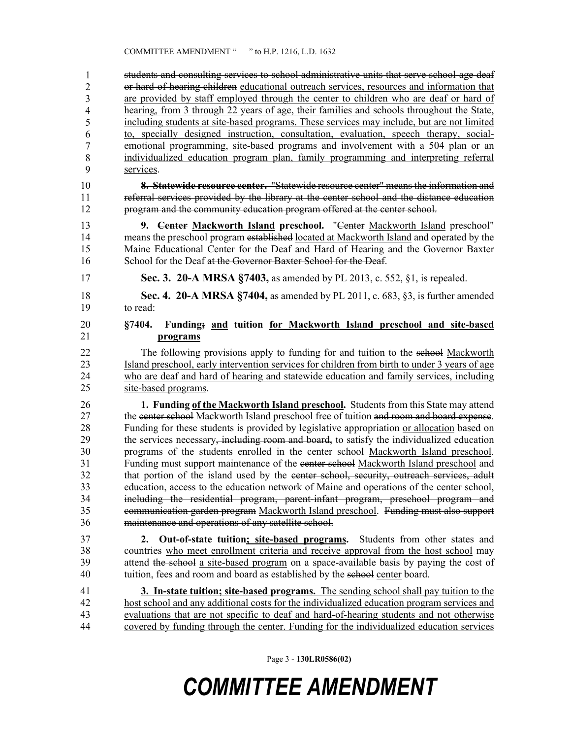~~students and consulting services to school administrative units that serve school-age deaf or hard-of-hearing children~~ educational outreach services, resources and information that are provided by staff employed through the center to children who are deaf or hard of hearing, from 3 through 22 years of age, their families and schools throughout the State, including students at site-based programs. These services may include, but are not limited to, specially designed instruction, consultation, evaluation, speech therapy, social-emotional programming, site-based programs and involvement with a 504 plan or an individualized education program plan, family programming and interpreting referral services.

~~**8. Statewide resource center.** "Statewide resource center" means the information and referral services provided by the library at the center school and the distance education program and the community education program offered at the center school.~~

**9. ~~Center~~ Mackworth Island preschool.** "~~Center~~ Mackworth Island preschool" means the preschool program ~~established~~ located at Mackworth Island and operated by the Maine Educational Center for the Deaf and Hard of Hearing and the Governor Baxter School for the Deaf ~~at the Governor Baxter School for the Deaf~~.

**Sec. 3. 20-A MRSA §7403,** as amended by PL 2013, c. 552, §1, is repealed.

**Sec. 4. 20-A MRSA §7404,** as amended by PL 2011, c. 683, §3, is further amended to read:

**§7404. Funding~~;~~ and tuition for Mackworth Island preschool and site-based programs**

The following provisions apply to funding for and tuition to the ~~school~~ Mackworth Island preschool, early intervention services for children from birth to under 3 years of age who are deaf and hard of hearing and statewide education and family services, including site-based programs.

**1. Funding of the Mackworth Island preschool.** Students from this State may attend the ~~center school~~ Mackworth Island preschool free of tuition ~~and room and board expense~~. Funding for these students is provided by legislative appropriation or allocation based on the services necessary~~, including room and board,~~ to satisfy the individualized education programs of the students enrolled in the ~~center school~~ Mackworth Island preschool. Funding must support maintenance of the ~~center school~~ Mackworth Island preschool and that portion of the island used by the ~~center school, security, outreach services, adult education, access to the education network of Maine and operations of the center school, including the residential program, parent-infant program, preschool program and communication garden program~~ Mackworth Island preschool. ~~Funding must also support maintenance and operations of any satellite school.~~

**2. Out-of-state tuition; site-based programs.** Students from other states and countries who meet enrollment criteria and receive approval from the host school may attend ~~the school~~ a site-based program on a space-available basis by paying the cost of tuition, fees and room and board as established by the ~~school~~ center board.

**3. In-state tuition; site-based programs.** The sending school shall pay tuition to the host school and any additional costs for the individualized education program services and evaluations that are not specific to deaf and hard-of-hearing students and not otherwise covered by funding through the center. Funding for the individualized education services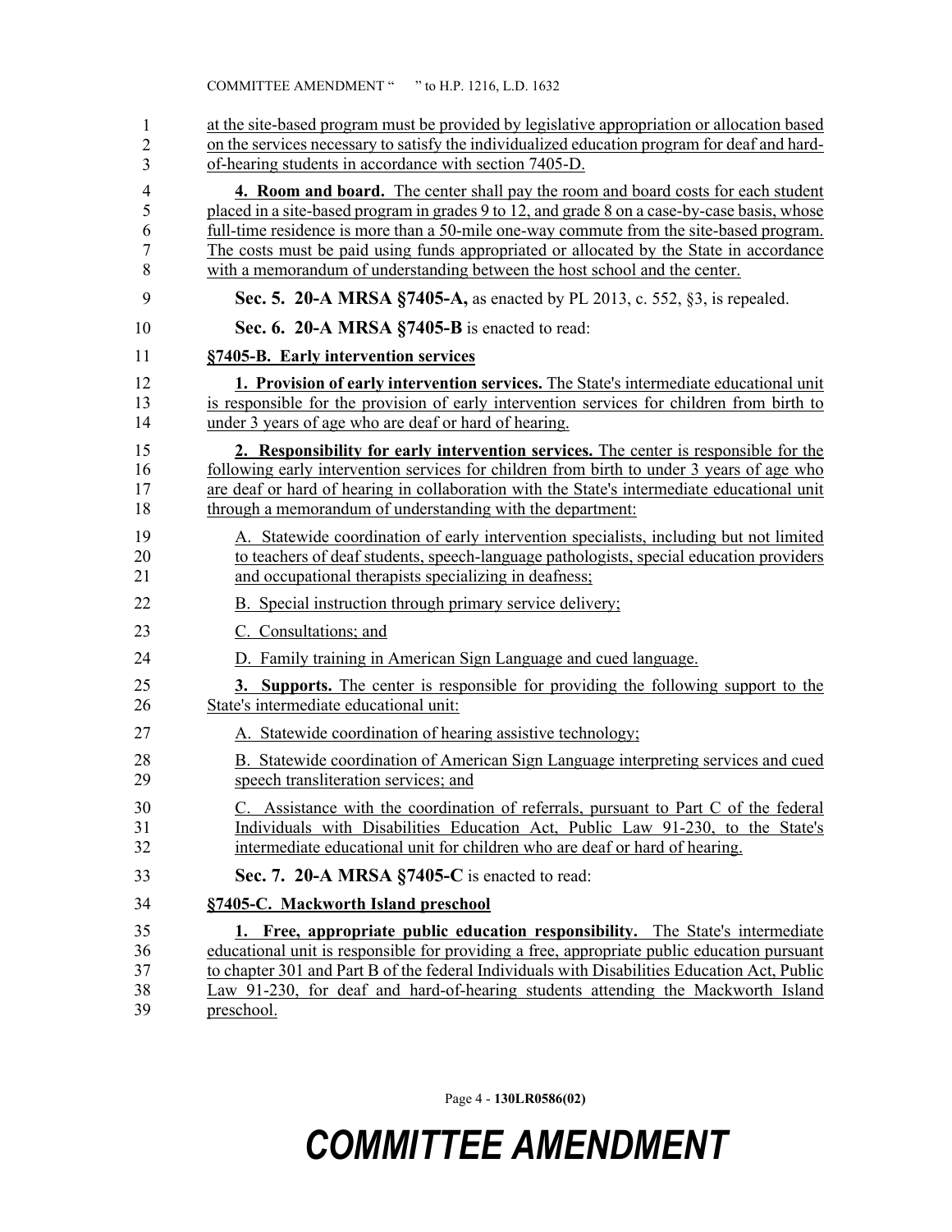at the site-based program must be provided by legislative appropriation or allocation based on the services necessary to satisfy the individualized education program for deaf and hard-of-hearing students in accordance with section 7405-D.

**4. Room and board.** The center shall pay the room and board costs for each student placed in a site-based program in grades 9 to 12, and grade 8 on a case-by-case basis, whose full-time residence is more than a 50-mile one-way commute from the site-based program. The costs must be paid using funds appropriated or allocated by the State in accordance with a memorandum of understanding between the host school and the center.

**Sec. 5. 20-A MRSA §7405-A,** as enacted by PL 2013, c. 552, §3, is repealed.

**Sec. 6. 20-A MRSA §7405-B** is enacted to read:

**§7405-B. Early intervention services**

**1. Provision of early intervention services.** The State's intermediate educational unit is responsible for the provision of early intervention services for children from birth to under 3 years of age who are deaf or hard of hearing.

**2. Responsibility for early intervention services.** The center is responsible for the following early intervention services for children from birth to under 3 years of age who are deaf or hard of hearing in collaboration with the State's intermediate educational unit through a memorandum of understanding with the department:

A. Statewide coordination of early intervention specialists, including but not limited to teachers of deaf students, speech-language pathologists, special education providers and occupational therapists specializing in deafness;

B. Special instruction through primary service delivery;

C. Consultations; and

D. Family training in American Sign Language and cued language.

**3. Supports.** The center is responsible for providing the following support to the State's intermediate educational unit:

A. Statewide coordination of hearing assistive technology;

B. Statewide coordination of American Sign Language interpreting services and cued speech transliteration services; and

C. Assistance with the coordination of referrals, pursuant to Part C of the federal Individuals with Disabilities Education Act, Public Law 91-230, to the State's intermediate educational unit for children who are deaf or hard of hearing.

**Sec. 7. 20-A MRSA §7405-C** is enacted to read:

**§7405-C. Mackworth Island preschool**

**1. Free, appropriate public education responsibility.** The State's intermediate educational unit is responsible for providing a free, appropriate public education pursuant to chapter 301 and Part B of the federal Individuals with Disabilities Education Act, Public Law 91-230, for deaf and hard-of-hearing students attending the Mackworth Island preschool.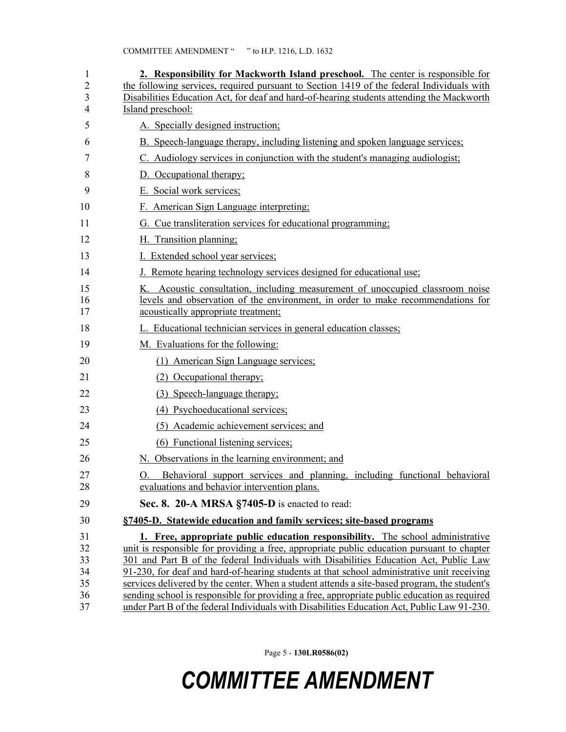**2. Responsibility for Mackworth Island preschool.** The center is responsible for the following services, required pursuant to Section 1419 of the federal Individuals with Disabilities Education Act, for deaf and hard-of-hearing students attending the Mackworth Island preschool:

A. Specially designed instruction;

B. Speech-language therapy, including listening and spoken language services;

C. Audiology services in conjunction with the student's managing audiologist;

D. Occupational therapy;

E. Social work services;

F. American Sign Language interpreting;

G. Cue transliteration services for educational programming;

H. Transition planning;

I. Extended school year services;

J. Remote hearing technology services designed for educational use;

K. Acoustic consultation, including measurement of unoccupied classroom noise levels and observation of the environment, in order to make recommendations for acoustically appropriate treatment;

L. Educational technician services in general education classes;

M. Evaluations for the following:

(1) American Sign Language services;

(2) Occupational therapy;

(3) Speech-language therapy;

(4) Psychoeducational services;

(5) Academic achievement services; and

(6) Functional listening services;

N. Observations in the learning environment; and

O. Behavioral support services and planning, including functional behavioral evaluations and behavior intervention plans.

**Sec. 8. 20-A MRSA §7405-D** is enacted to read:

**§7405-D. Statewide education and family services; site-based programs**

**1. Free, appropriate public education responsibility.** The school administrative unit is responsible for providing a free, appropriate public education pursuant to chapter 301 and Part B of the federal Individuals with Disabilities Education Act, Public Law 91-230, for deaf and hard-of-hearing students at that school administrative unit receiving services delivered by the center. When a student attends a site-based program, the student's sending school is responsible for providing a free, appropriate public education as required under Part B of the federal Individuals with Disabilities Education Act, Public Law 91-230.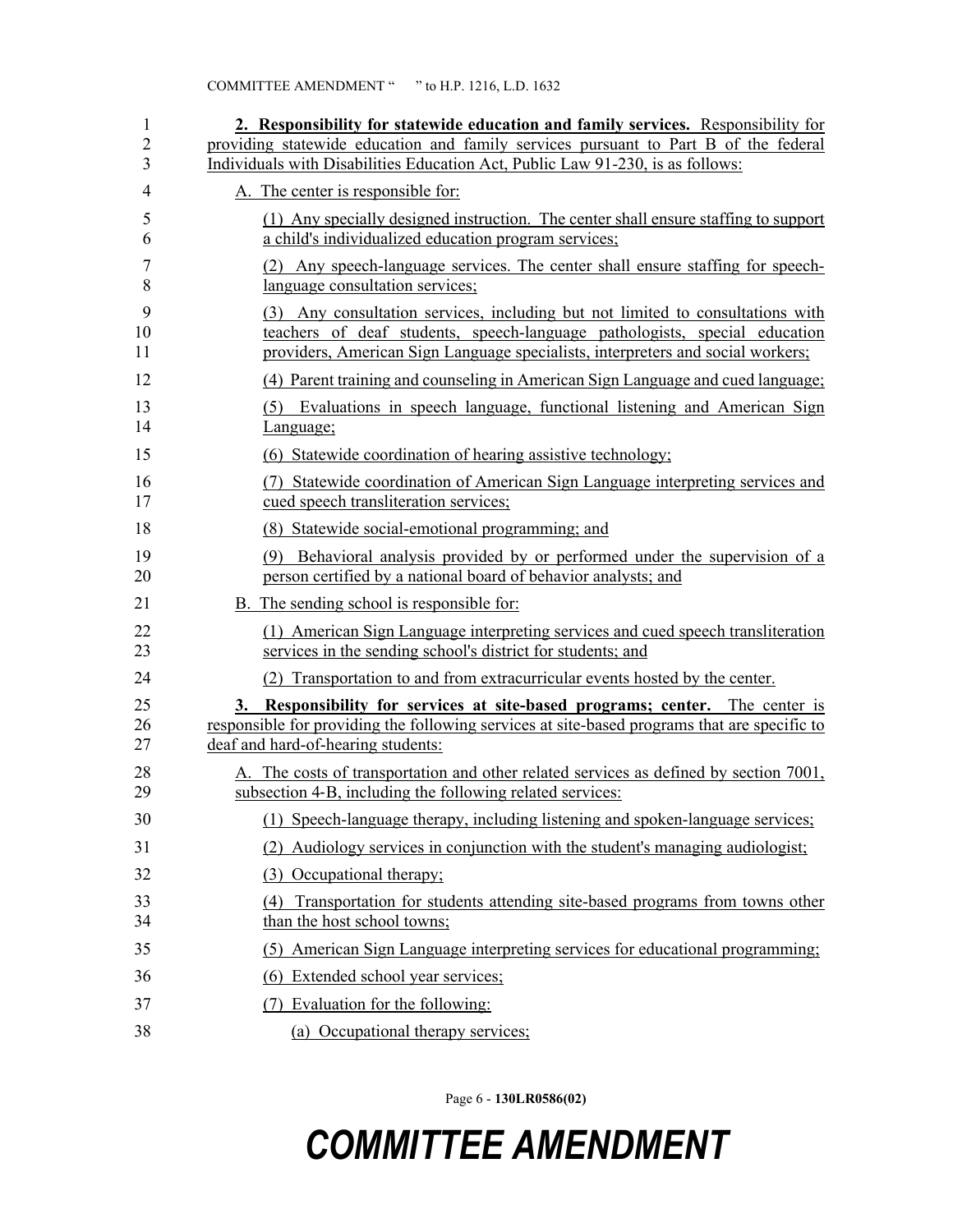**2. Responsibility for statewide education and family services.** Responsibility for providing statewide education and family services pursuant to Part B of the federal Individuals with Disabilities Education Act, Public Law 91-230, is as follows:

A. The center is responsible for:

(1) Any specially designed instruction. The center shall ensure staffing to support a child's individualized education program services;

(2) Any speech-language services. The center shall ensure staffing for speech-language consultation services;

(3) Any consultation services, including but not limited to consultations with teachers of deaf students, speech-language pathologists, special education providers, American Sign Language specialists, interpreters and social workers;

(4) Parent training and counseling in American Sign Language and cued language;

(5) Evaluations in speech language, functional listening and American Sign Language;

(6) Statewide coordination of hearing assistive technology;

(7) Statewide coordination of American Sign Language interpreting services and cued speech transliteration services;

(8) Statewide social-emotional programming; and

(9) Behavioral analysis provided by or performed under the supervision of a person certified by a national board of behavior analysts; and

B. The sending school is responsible for:

(1) American Sign Language interpreting services and cued speech transliteration services in the sending school's district for students; and

(2) Transportation to and from extracurricular events hosted by the center.

**3. Responsibility for services at site-based programs; center.** The center is responsible for providing the following services at site-based programs that are specific to deaf and hard-of-hearing students:

A. The costs of transportation and other related services as defined by section 7001, subsection 4-B, including the following related services:

(1) Speech-language therapy, including listening and spoken-language services;

(2) Audiology services in conjunction with the student's managing audiologist;

(3) Occupational therapy;

(4) Transportation for students attending site-based programs from towns other than the host school towns;

(5) American Sign Language interpreting services for educational programming;

(6) Extended school year services;

(7) Evaluation for the following:

(a) Occupational therapy services;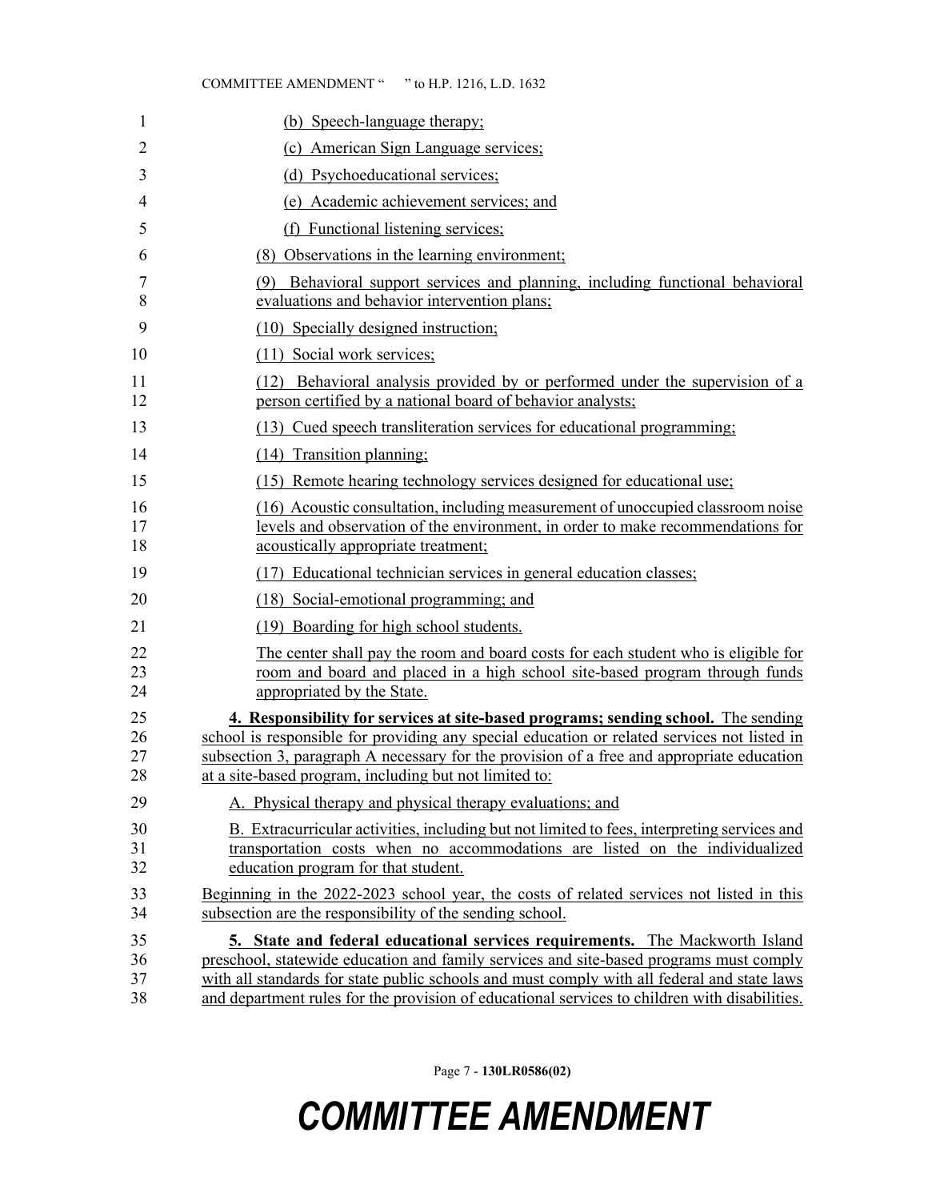(b) Speech-language therapy;

(c) American Sign Language services;

(d) Psychoeducational services;

(e) Academic achievement services; and

(f) Functional listening services;

(8) Observations in the learning environment;

(9) Behavioral support services and planning, including functional behavioral evaluations and behavior intervention plans;

(10) Specially designed instruction;

(11) Social work services;

(12) Behavioral analysis provided by or performed under the supervision of a person certified by a national board of behavior analysts;

(13) Cued speech transliteration services for educational programming;

(14) Transition planning;

(15) Remote hearing technology services designed for educational use;

(16) Acoustic consultation, including measurement of unoccupied classroom noise levels and observation of the environment, in order to make recommendations for acoustically appropriate treatment;

(17) Educational technician services in general education classes;

(18) Social-emotional programming; and

(19) Boarding for high school students.

The center shall pay the room and board costs for each student who is eligible for room and board and placed in a high school site-based program through funds appropriated by the State.

**4. Responsibility for services at site-based programs; sending school.** The sending school is responsible for providing any special education or related services not listed in subsection 3, paragraph A necessary for the provision of a free and appropriate education at a site-based program, including but not limited to:

A. Physical therapy and physical therapy evaluations; and

B. Extracurricular activities, including but not limited to fees, interpreting services and transportation costs when no accommodations are listed on the individualized education program for that student.

Beginning in the 2022-2023 school year, the costs of related services not listed in this subsection are the responsibility of the sending school.

**5. State and federal educational services requirements.** The Mackworth Island preschool, statewide education and family services and site-based programs must comply with all standards for state public schools and must comply with all federal and state laws and department rules for the provision of educational services to children with disabilities.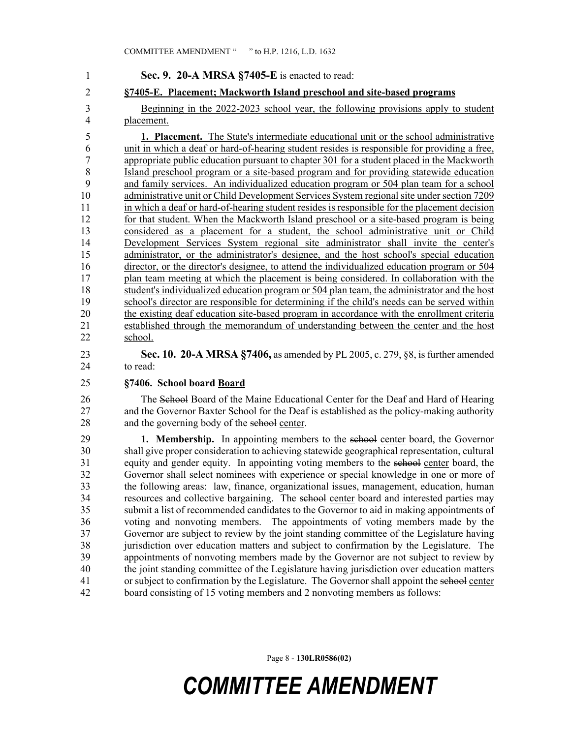**Sec. 9. 20-A MRSA §7405-E** is enacted to read:

**§7405-E. Placement; Mackworth Island preschool and site-based programs**

Beginning in the 2022-2023 school year, the following provisions apply to student placement.

**1. Placement.** The State's intermediate educational unit or the school administrative unit in which a deaf or hard-of-hearing student resides is responsible for providing a free, appropriate public education pursuant to chapter 301 for a student placed in the Mackworth Island preschool program or a site-based program and for providing statewide education and family services. An individualized education program or 504 plan team for a school administrative unit or Child Development Services System regional site under section 7209 in which a deaf or hard-of-hearing student resides is responsible for the placement decision for that student. When the Mackworth Island preschool or a site-based program is being considered as a placement for a student, the school administrative unit or Child Development Services System regional site administrator shall invite the center's administrator, or the administrator's designee, and the host school's special education director, or the director's designee, to attend the individualized education program or 504 plan team meeting at which the placement is being considered. In collaboration with the student's individualized education program or 504 plan team, the administrator and the host school's director are responsible for determining if the child's needs can be served within the existing deaf education site-based program in accordance with the enrollment criteria established through the memorandum of understanding between the center and the host school.

**Sec. 10. 20-A MRSA §7406,** as amended by PL 2005, c. 279, §8, is further amended to read:

**§7406. ~~School board~~ Board**

The ~~School~~ Board of the Maine Educational Center for the Deaf and Hard of Hearing and the Governor Baxter School for the Deaf is established as the policy-making authority and the governing body of the ~~school~~ center.

**1. Membership.** In appointing members to the ~~school~~ center board, the Governor shall give proper consideration to achieving statewide geographical representation, cultural equity and gender equity. In appointing voting members to the ~~school~~ center board, the Governor shall select nominees with experience or special knowledge in one or more of the following areas: law, finance, organizational issues, management, education, human resources and collective bargaining. The ~~school~~ center board and interested parties may submit a list of recommended candidates to the Governor to aid in making appointments of voting and nonvoting members. The appointments of voting members made by the Governor are subject to review by the joint standing committee of the Legislature having jurisdiction over education matters and subject to confirmation by the Legislature. The appointments of nonvoting members made by the Governor are not subject to review by the joint standing committee of the Legislature having jurisdiction over education matters or subject to confirmation by the Legislature. The Governor shall appoint the ~~school~~ center board consisting of 15 voting members and 2 nonvoting members as follows: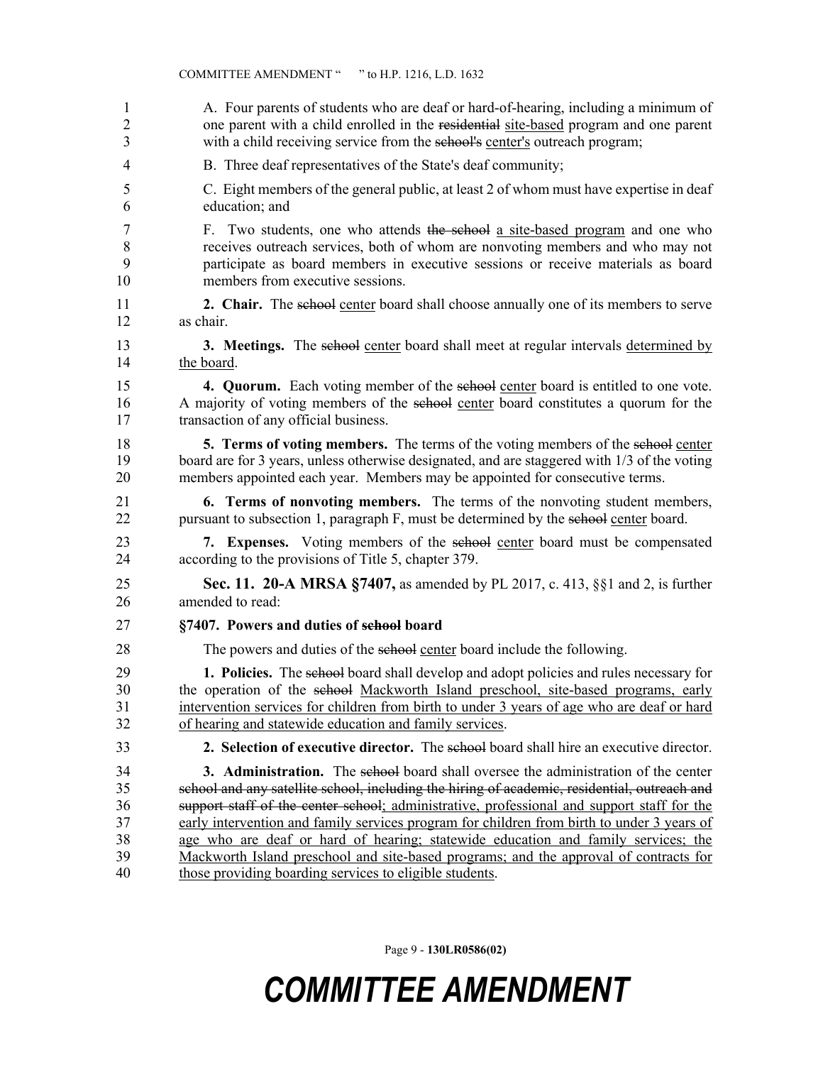A. Four parents of students who are deaf or hard-of-hearing, including a minimum of one parent with a child enrolled in the ~~residential~~ site-based program and one parent with a child receiving service from the ~~school's~~ center's outreach program;

B. Three deaf representatives of the State's deaf community;

C. Eight members of the general public, at least 2 of whom must have expertise in deaf education; and

F. Two students, one who attends ~~the school~~ a site-based program and one who receives outreach services, both of whom are nonvoting members and who may not participate as board members in executive sessions or receive materials as board members from executive sessions.

**2. Chair.** The ~~school~~ center board shall choose annually one of its members to serve as chair.

**3. Meetings.** The ~~school~~ center board shall meet at regular intervals determined by the board.

**4. Quorum.** Each voting member of the ~~school~~ center board is entitled to one vote. A majority of voting members of the ~~school~~ center board constitutes a quorum for the transaction of any official business.

**5. Terms of voting members.** The terms of the voting members of the ~~school~~ center board are for 3 years, unless otherwise designated, and are staggered with 1/3 of the voting members appointed each year. Members may be appointed for consecutive terms.

**6. Terms of nonvoting members.** The terms of the nonvoting student members, pursuant to subsection 1, paragraph F, must be determined by the ~~school~~ center board.

**7. Expenses.** Voting members of the ~~school~~ center board must be compensated according to the provisions of Title 5, chapter 379.

**Sec. 11. 20-A MRSA §7407,** as amended by PL 2017, c. 413, §§1 and 2, is further amended to read:

**§7407. Powers and duties of ~~school~~ board**

The powers and duties of the ~~school~~ center board include the following.

**1. Policies.** The ~~school~~ board shall develop and adopt policies and rules necessary for the operation of the ~~school~~ Mackworth Island preschool, site-based programs, early intervention services for children from birth to under 3 years of age who are deaf or hard of hearing and statewide education and family services.

**2. Selection of executive director.** The ~~school~~ board shall hire an executive director.

**3. Administration.** The ~~school~~ board shall oversee the administration of the center ~~school and any satellite school, including the hiring of academic, residential, outreach and support staff of the center school~~; administrative, professional and support staff for the early intervention and family services program for children from birth to under 3 years of age who are deaf or hard of hearing; statewide education and family services; the Mackworth Island preschool and site-based programs; and the approval of contracts for those providing boarding services to eligible students.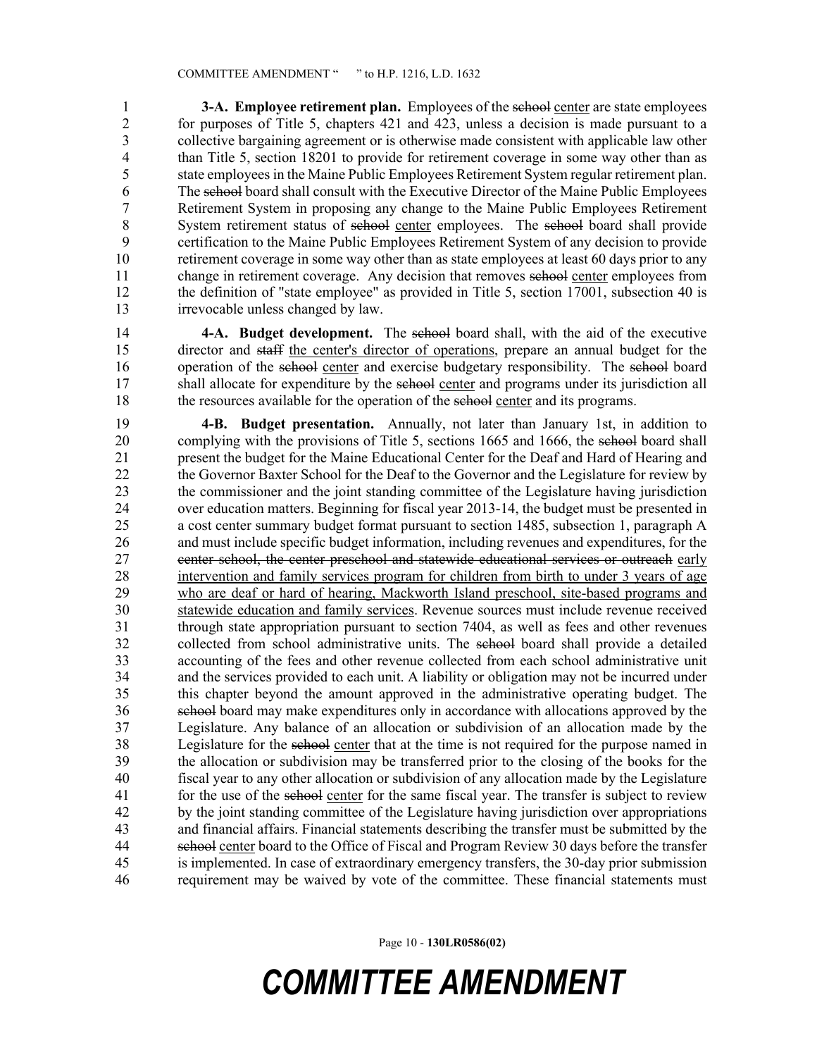**3-A. Employee retirement plan.** Employees of the ~~school~~ <u>center</u> are state employees for purposes of Title 5, chapters 421 and 423, unless a decision is made pursuant to a collective bargaining agreement or is otherwise made consistent with applicable law other than Title 5, section 18201 to provide for retirement coverage in some way other than as state employees in the Maine Public Employees Retirement System regular retirement plan. The ~~school~~ board shall consult with the Executive Director of the Maine Public Employees Retirement System in proposing any change to the Maine Public Employees Retirement System retirement status of ~~school~~ <u>center</u> employees. The ~~school~~ board shall provide certification to the Maine Public Employees Retirement System of any decision to provide retirement coverage in some way other than as state employees at least 60 days prior to any change in retirement coverage. Any decision that removes ~~school~~ <u>center</u> employees from the definition of "state employee" as provided in Title 5, section 17001, subsection 40 is irrevocable unless changed by law.

**4-A. Budget development.** The ~~school~~ board shall, with the aid of the executive director and ~~staff~~ <u>the center's director of operations</u>, prepare an annual budget for the operation of the ~~school~~ <u>center</u> and exercise budgetary responsibility. The ~~school~~ board shall allocate for expenditure by the ~~school~~ <u>center</u> and programs under its jurisdiction all the resources available for the operation of the ~~school~~ <u>center</u> and its programs.

**4-B. Budget presentation.** Annually, not later than January 1st, in addition to complying with the provisions of Title 5, sections 1665 and 1666, the ~~school~~ board shall present the budget for the Maine Educational Center for the Deaf and Hard of Hearing and the Governor Baxter School for the Deaf to the Governor and the Legislature for review by the commissioner and the joint standing committee of the Legislature having jurisdiction over education matters. Beginning for fiscal year 2013-14, the budget must be presented in a cost center summary budget format pursuant to section 1485, subsection 1, paragraph A and must include specific budget information, including revenues and expenditures, for the ~~center school, the center preschool and statewide educational services or outreach~~ <u>early intervention and family services program for children from birth to under 3 years of age who are deaf or hard of hearing, Mackworth Island preschool, site-based programs and statewide education and family services</u>. Revenue sources must include revenue received through state appropriation pursuant to section 7404, as well as fees and other revenues collected from school administrative units. The ~~school~~ board shall provide a detailed accounting of the fees and other revenue collected from each school administrative unit and the services provided to each unit. A liability or obligation may not be incurred under this chapter beyond the amount approved in the administrative operating budget. The ~~school~~ board may make expenditures only in accordance with allocations approved by the Legislature. Any balance of an allocation or subdivision of an allocation made by the Legislature for the ~~school~~ <u>center</u> that at the time is not required for the purpose named in the allocation or subdivision may be transferred prior to the closing of the books for the fiscal year to any other allocation or subdivision of any allocation made by the Legislature for the use of the ~~school~~ <u>center</u> for the same fiscal year. The transfer is subject to review by the joint standing committee of the Legislature having jurisdiction over appropriations and financial affairs. Financial statements describing the transfer must be submitted by the ~~school~~ <u>center</u> board to the Office of Fiscal and Program Review 30 days before the transfer is implemented. In case of extraordinary emergency transfers, the 30-day prior submission requirement may be waived by vote of the committee. These financial statements must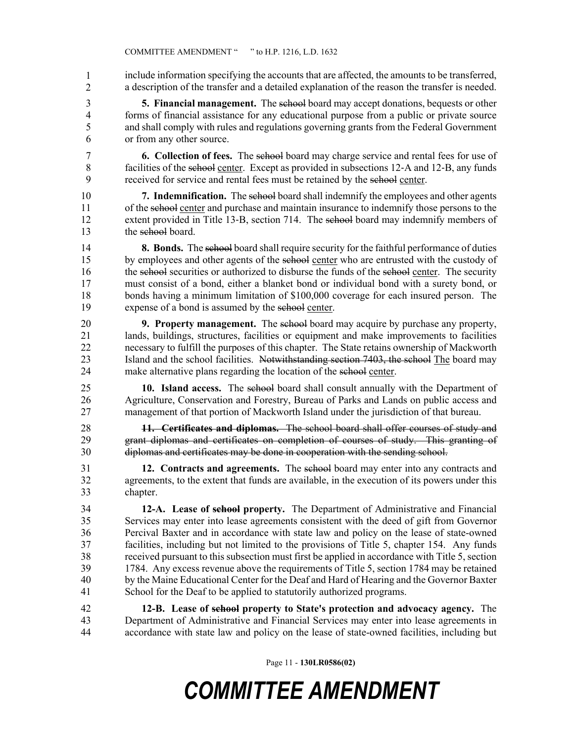include information specifying the accounts that are affected, the amounts to be transferred, a description of the transfer and a detailed explanation of the reason the transfer is needed.

**5. Financial management.** The ~~school~~ board may accept donations, bequests or other forms of financial assistance for any educational purpose from a public or private source and shall comply with rules and regulations governing grants from the Federal Government or from any other source.

**6. Collection of fees.** The ~~school~~ board may charge service and rental fees for use of facilities of the ~~school~~ center. Except as provided in subsections 12-A and 12-B, any funds received for service and rental fees must be retained by the ~~school~~ center.

**7. Indemnification.** The ~~school~~ board shall indemnify the employees and other agents of the ~~school~~ center and purchase and maintain insurance to indemnify those persons to the extent provided in Title 13-B, section 714. The ~~school~~ board may indemnify members of the ~~school~~ board.

**8. Bonds.** The ~~school~~ board shall require security for the faithful performance of duties by employees and other agents of the ~~school~~ center who are entrusted with the custody of the ~~school~~ securities or authorized to disburse the funds of the ~~school~~ center. The security must consist of a bond, either a blanket bond or individual bond with a surety bond, or bonds having a minimum limitation of $100,000 coverage for each insured person. The expense of a bond is assumed by the ~~school~~ center.

**9. Property management.** The ~~school~~ board may acquire by purchase any property, lands, buildings, structures, facilities or equipment and make improvements to facilities necessary to fulfill the purposes of this chapter. The State retains ownership of Mackworth Island and the school facilities. ~~Notwithstanding section 7403, the school~~ The board may make alternative plans regarding the location of the ~~school~~ center.

**10. Island access.** The ~~school~~ board shall consult annually with the Department of Agriculture, Conservation and Forestry, Bureau of Parks and Lands on public access and management of that portion of Mackworth Island under the jurisdiction of that bureau.

~~**11. Certificates and diplomas.** The school board shall offer courses of study and grant diplomas and certificates on completion of courses of study. This granting of diplomas and certificates may be done in cooperation with the sending school.~~

**12. Contracts and agreements.** The ~~school~~ board may enter into any contracts and agreements, to the extent that funds are available, in the execution of its powers under this chapter.

**12-A. Lease of ~~school~~ property.** The Department of Administrative and Financial Services may enter into lease agreements consistent with the deed of gift from Governor Percival Baxter and in accordance with state law and policy on the lease of state-owned facilities, including but not limited to the provisions of Title 5, chapter 154. Any funds received pursuant to this subsection must first be applied in accordance with Title 5, section 1784. Any excess revenue above the requirements of Title 5, section 1784 may be retained by the Maine Educational Center for the Deaf and Hard of Hearing and the Governor Baxter School for the Deaf to be applied to statutorily authorized programs.

**12-B. Lease of ~~school~~ property to State's protection and advocacy agency.** The Department of Administrative and Financial Services may enter into lease agreements in accordance with state law and policy on the lease of state-owned facilities, including but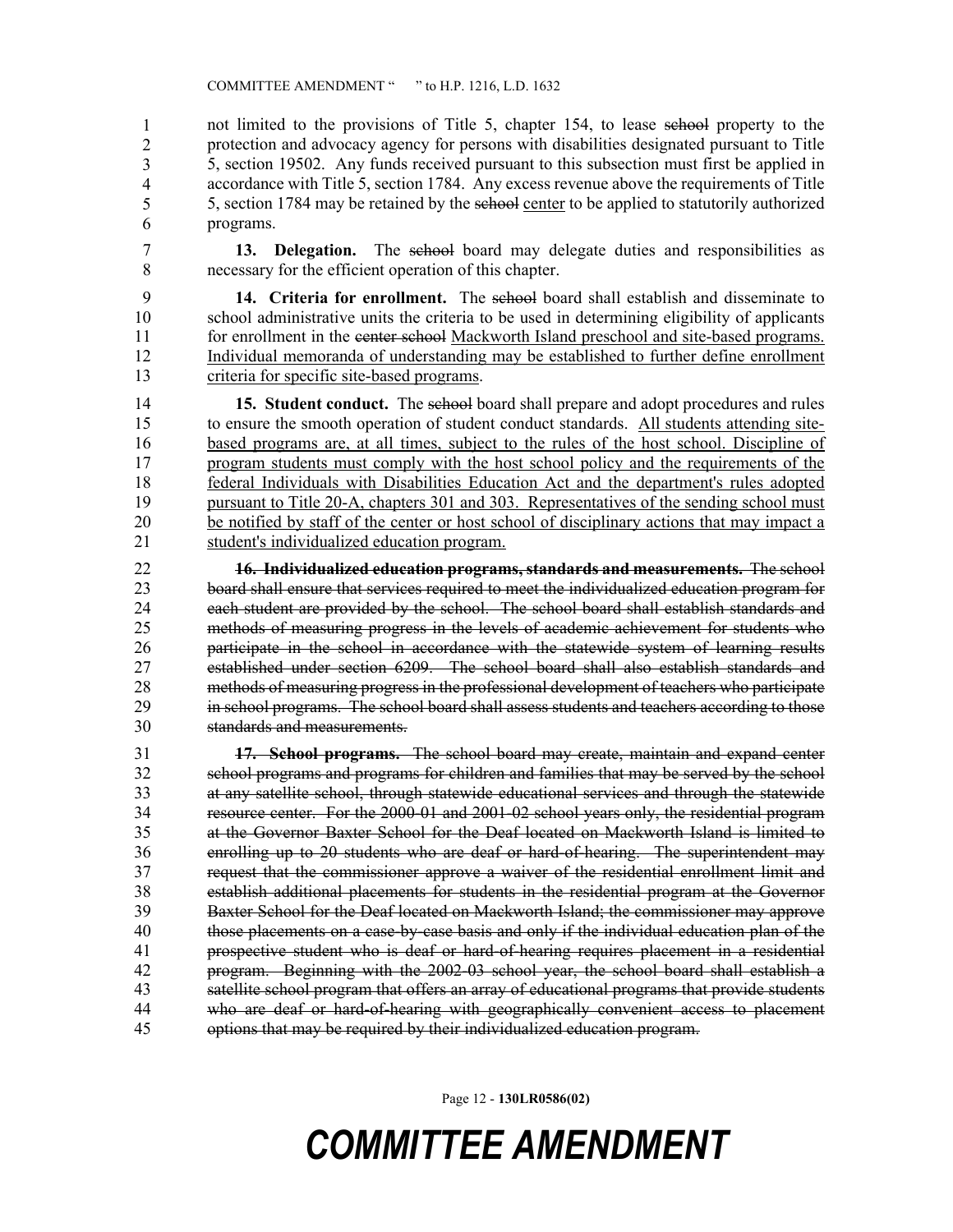not limited to the provisions of Title 5, chapter 154, to lease ~~school~~ property to the protection and advocacy agency for persons with disabilities designated pursuant to Title 5, section 19502. Any funds received pursuant to this subsection must first be applied in accordance with Title 5, section 1784. Any excess revenue above the requirements of Title 5, section 1784 may be retained by the ~~school~~ <u>center</u> to be applied to statutorily authorized programs.

**13. Delegation.** The ~~school~~ board may delegate duties and responsibilities as necessary for the efficient operation of this chapter.

**14. Criteria for enrollment.** The ~~school~~ board shall establish and disseminate to school administrative units the criteria to be used in determining eligibility of applicants for enrollment in the ~~center school~~ <u>Mackworth Island preschool and site-based programs. Individual memoranda of understanding may be established to further define enrollment criteria for specific site-based programs</u>.

**15. Student conduct.** The ~~school~~ board shall prepare and adopt procedures and rules to ensure the smooth operation of student conduct standards. <u>All students attending site-based programs are, at all times, subject to the rules of the host school. Discipline of program students must comply with the host school policy and the requirements of the federal Individuals with Disabilities Education Act and the department's rules adopted pursuant to Title 20-A, chapters 301 and 303. Representatives of the sending school must be notified by staff of the center or host school of disciplinary actions that may impact a student's individualized education program.</u>

~~**16. Individualized education programs, standards and measurements.** The school board shall ensure that services required to meet the individualized education program for each student are provided by the school. The school board shall establish standards and methods of measuring progress in the levels of academic achievement for students who participate in the school in accordance with the statewide system of learning results established under section 6209. The school board shall also establish standards and methods of measuring progress in the professional development of teachers who participate in school programs. The school board shall assess students and teachers according to those standards and measurements.~~

~~**17. School programs.** The school board may create, maintain and expand center school programs and programs for children and families that may be served by the school at any satellite school, through statewide educational services and through the statewide resource center. For the 2000-01 and 2001-02 school years only, the residential program at the Governor Baxter School for the Deaf located on Mackworth Island is limited to enrolling up to 20 students who are deaf or hard-of-hearing. The superintendent may request that the commissioner approve a waiver of the residential enrollment limit and establish additional placements for students in the residential program at the Governor Baxter School for the Deaf located on Mackworth Island; the commissioner may approve those placements on a case-by-case basis and only if the individual education plan of the prospective student who is deaf or hard-of-hearing requires placement in a residential program. Beginning with the 2002-03 school year, the school board shall establish a satellite school program that offers an array of educational programs that provide students who are deaf or hard-of-hearing with geographically convenient access to placement options that may be required by their individualized education program.~~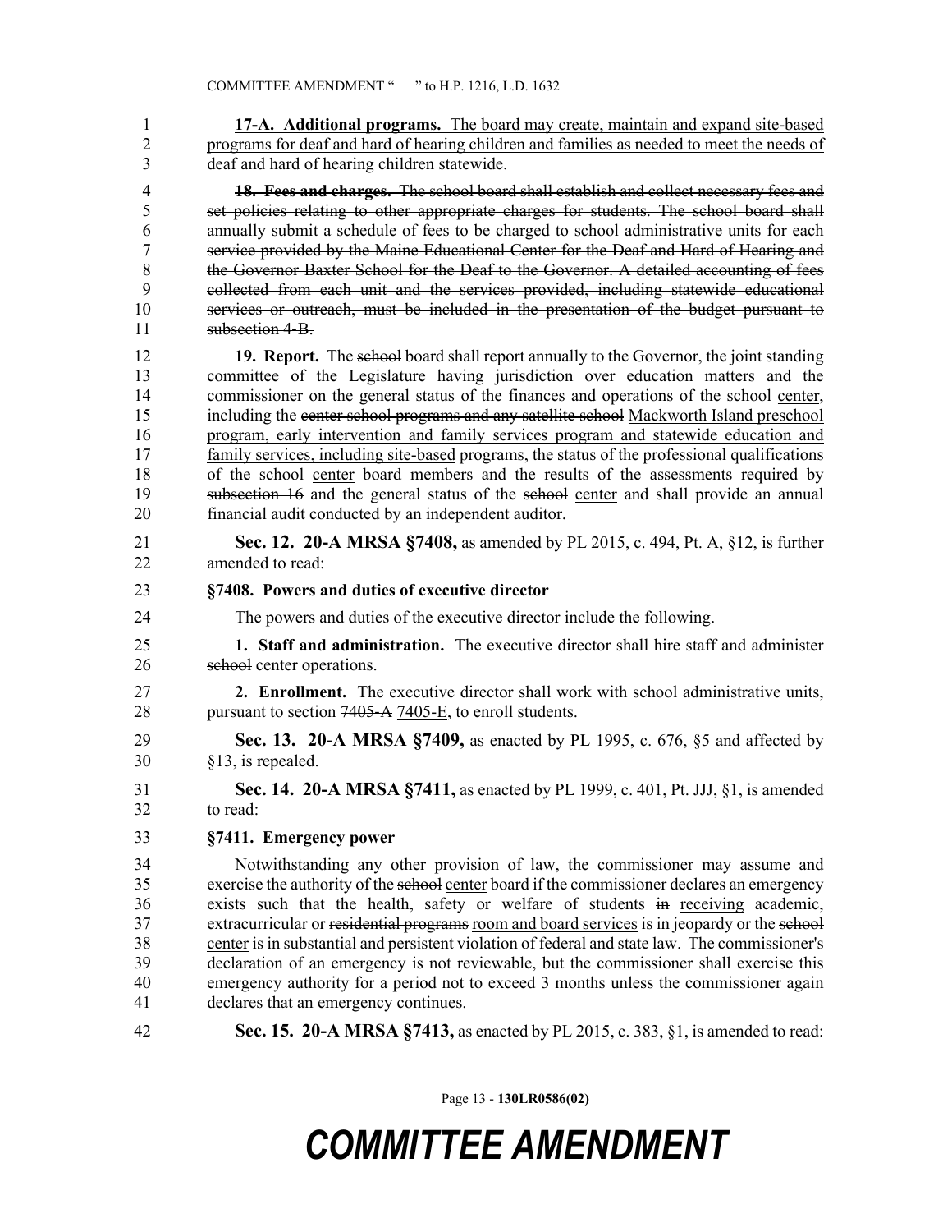<u>**17-A. Additional programs.** The board may create, maintain and expand site-based programs for deaf and hard of hearing children and families as needed to meet the needs of deaf and hard of hearing children statewide.</u>

~~**18. Fees and charges.** The school board shall establish and collect necessary fees and set policies relating to other appropriate charges for students. The school board shall annually submit a schedule of fees to be charged to school administrative units for each service provided by the Maine Educational Center for the Deaf and Hard of Hearing and the Governor Baxter School for the Deaf to the Governor. A detailed accounting of fees collected from each unit and the services provided, including statewide educational services or outreach, must be included in the presentation of the budget pursuant to subsection 4-B.~~

**19. Report.** The ~~school~~ board shall report annually to the Governor, the joint standing committee of the Legislature having jurisdiction over education matters and the commissioner on the general status of the finances and operations of the ~~school~~ <u>center</u>, including the ~~center school programs and any satellite school~~ <u>Mackworth Island preschool program, early intervention and family services program and statewide education and family services, including site-based</u> programs, the status of the professional qualifications of the ~~school~~ <u>center</u> board members ~~and the results of the assessments required by subsection 16~~ and the general status of the ~~school~~ <u>center</u> and shall provide an annual financial audit conducted by an independent auditor.

**Sec. 12. 20-A MRSA §7408,** as amended by PL 2015, c. 494, Pt. A, §12, is further amended to read:

**§7408. Powers and duties of executive director**

The powers and duties of the executive director include the following.

**1. Staff and administration.** The executive director shall hire staff and administer ~~school~~ <u>center</u> operations.

**2. Enrollment.** The executive director shall work with school administrative units, pursuant to section ~~7405-A~~ <u>7405-E</u>, to enroll students.

**Sec. 13. 20-A MRSA §7409,** as enacted by PL 1995, c. 676, §5 and affected by §13, is repealed.

**Sec. 14. 20-A MRSA §7411,** as enacted by PL 1999, c. 401, Pt. JJJ, §1, is amended to read:

**§7411. Emergency power**

Notwithstanding any other provision of law, the commissioner may assume and exercise the authority of the ~~school~~ <u>center</u> board if the commissioner declares an emergency exists such that the health, safety or welfare of students ~~in~~ <u>receiving</u> academic, extracurricular or ~~residential programs~~ <u>room and board services</u> is in jeopardy or the ~~school~~ <u>center</u> is in substantial and persistent violation of federal and state law. The commissioner's declaration of an emergency is not reviewable, but the commissioner shall exercise this emergency authority for a period not to exceed 3 months unless the commissioner again declares that an emergency continues.

**Sec. 15. 20-A MRSA §7413,** as enacted by PL 2015, c. 383, §1, is amended to read: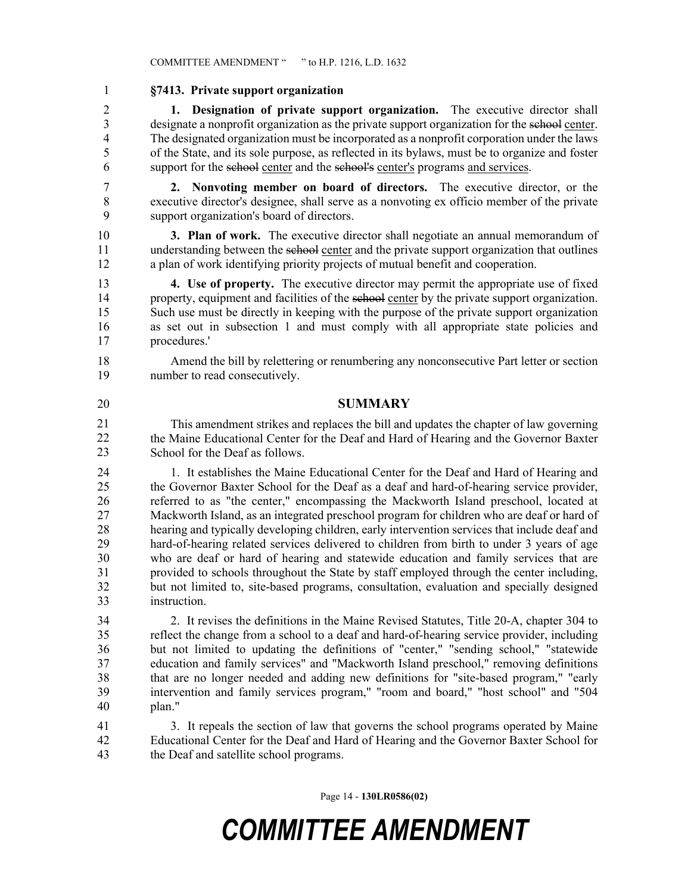**§7413. Private support organization**

**1. Designation of private support organization.** The executive director shall designate a nonprofit organization as the private support organization for the ~~school~~ center. The designated organization must be incorporated as a nonprofit corporation under the laws of the State, and its sole purpose, as reflected in its bylaws, must be to organize and foster support for the ~~school~~ center and the ~~school's~~ center's programs and services.

**2. Nonvoting member on board of directors.** The executive director, or the executive director's designee, shall serve as a nonvoting ex officio member of the private support organization's board of directors.

**3. Plan of work.** The executive director shall negotiate an annual memorandum of understanding between the ~~school~~ center and the private support organization that outlines a plan of work identifying priority projects of mutual benefit and cooperation.

**4. Use of property.** The executive director may permit the appropriate use of fixed property, equipment and facilities of the ~~school~~ center by the private support organization. Such use must be directly in keeping with the purpose of the private support organization as set out in subsection 1 and must comply with all appropriate state policies and procedures.'

Amend the bill by relettering or renumbering any nonconsecutive Part letter or section number to read consecutively.

## SUMMARY

This amendment strikes and replaces the bill and updates the chapter of law governing the Maine Educational Center for the Deaf and Hard of Hearing and the Governor Baxter School for the Deaf as follows.

1. It establishes the Maine Educational Center for the Deaf and Hard of Hearing and the Governor Baxter School for the Deaf as a deaf and hard-of-hearing service provider, referred to as "the center," encompassing the Mackworth Island preschool, located at Mackworth Island, as an integrated preschool program for children who are deaf or hard of hearing and typically developing children, early intervention services that include deaf and hard-of-hearing related services delivered to children from birth to under 3 years of age who are deaf or hard of hearing and statewide education and family services that are provided to schools throughout the State by staff employed through the center including, but not limited to, site-based programs, consultation, evaluation and specially designed instruction.

2. It revises the definitions in the Maine Revised Statutes, Title 20-A, chapter 304 to reflect the change from a school to a deaf and hard-of-hearing service provider, including but not limited to updating the definitions of "center," "sending school," "statewide education and family services" and "Mackworth Island preschool," removing definitions that are no longer needed and adding new definitions for "site-based program," "early intervention and family services program," "room and board," "host school" and "504 plan."

3. It repeals the section of law that governs the school programs operated by Maine Educational Center for the Deaf and Hard of Hearing and the Governor Baxter School for the Deaf and satellite school programs.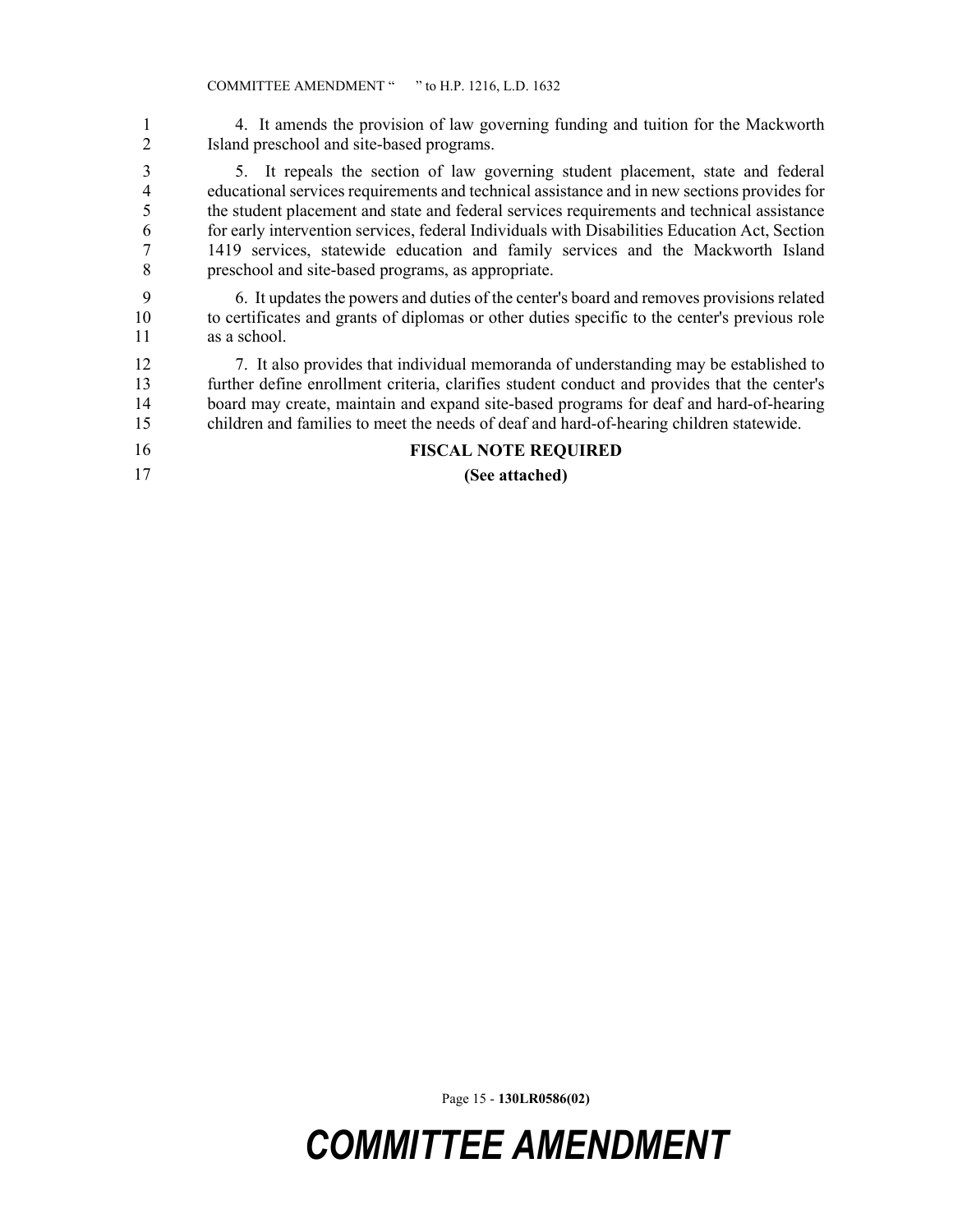4. It amends the provision of law governing funding and tuition for the Mackworth Island preschool and site-based programs.

5. It repeals the section of law governing student placement, state and federal educational services requirements and technical assistance and in new sections provides for the student placement and state and federal services requirements and technical assistance for early intervention services, federal Individuals with Disabilities Education Act, Section 1419 services, statewide education and family services and the Mackworth Island preschool and site-based programs, as appropriate.

6. It updates the powers and duties of the center's board and removes provisions related to certificates and grants of diplomas or other duties specific to the center's previous role as a school.

7. It also provides that individual memoranda of understanding may be established to further define enrollment criteria, clarifies student conduct and provides that the center's board may create, maintain and expand site-based programs for deaf and hard-of-hearing children and families to meet the needs of deaf and hard-of-hearing children statewide.

**FISCAL NOTE REQUIRED**

**(See attached)**